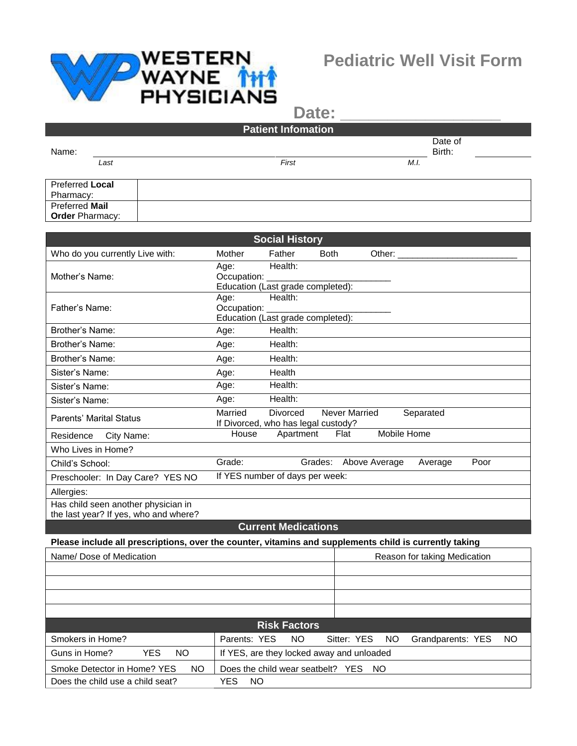WESTERN WAYNE PHYSICIANS

# Pediatric Well Visit Form

**Date:** ____________________

## Patient Infomation

| Name: | | | | Date of Birth: | |
|---|---|---|---|---|---|
| | *Last* | *First* | *M.I.* | | |

| Preferred **Local** Pharmacy: | |
|---|---|
| Preferred **Mail Order** Pharmacy: | |

## Social History

| | |
|---|---|
| Who do you currently Live with: | Mother Father Both Other: ________________________ |
| Mother's Name: | Age: Health: <br> Occupation: ________________________ <br> Education (Last grade completed): |
| Father's Name: | Age: Health: <br> Occupation: ________________________ <br> Education (Last grade completed): |
| Brother's Name: | Age: Health: |
| Brother's Name: | Age: Health: |
| Brother's Name: | Age: Health: |
| Sister's Name: | Age: Health |
| Sister's Name: | Age: Health: |
| Sister's Name: | Age: Health: |
| Parents' Marital Status | Married Divorced Never Married Separated <br> If Divorced, who has legal custody? |
| Residence City Name: | House Apartment Flat Mobile Home |
| Who Lives in Home? | |
| Child's School: | Grade: Grades: Above Average Average Poor |
| Preschooler: In Day Care? YES NO | If YES number of days per week: |
| Allergies: | |
| Has child seen another physician in the last year? If yes, who and where? | |

## Current Medications

**Please include all prescriptions, over the counter, vitamins and supplements child is currently taking**

| Name/ Dose of Medication | Reason for taking Medication |
|---|---|
| | |
| | |
| | |
| | |

## Risk Factors

| | |
|---|---|
| Smokers in Home? | Parents: YES NO Sitter: YES NO Grandparents: YES NO |
| Guns in Home? YES NO | If YES, are they locked away and unloaded |
| Smoke Detector in Home? YES NO | Does the child wear seatbelt? YES NO |
| Does the child use a child seat? | YES NO |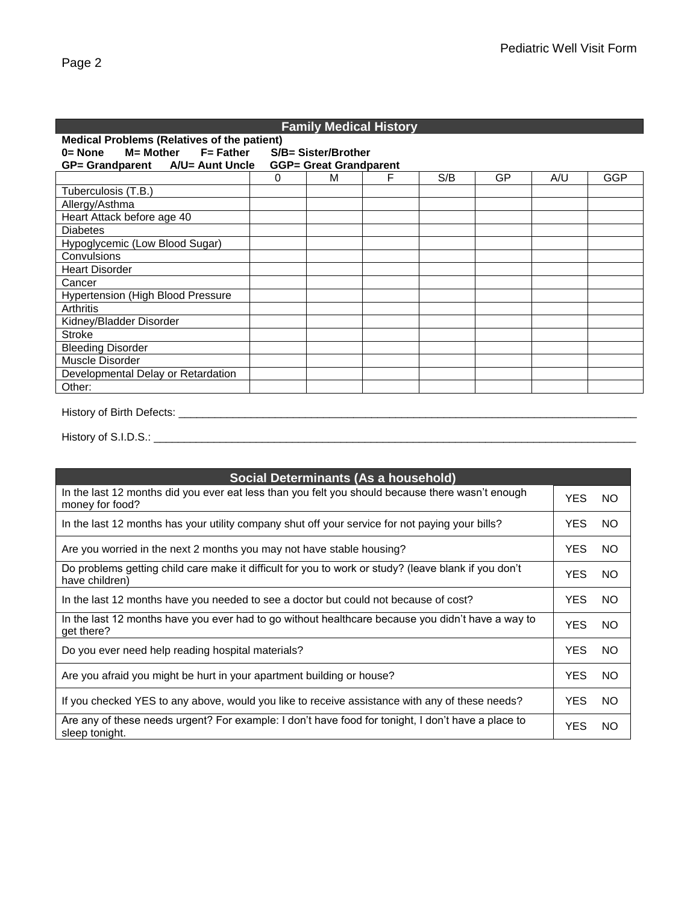## Family Medical History

**Medical Problems (Relatives of the patient)**
**0= None  M= Mother  F= Father  S/B= Sister/Brother**
**GP= Grandparent  A/U= Aunt Uncle  GGP= Great Grandparent**

| | 0 | M | F | S/B | GP | A/U | GGP |
|---|---|---|---|---|---|---|---|
| Tuberculosis (T.B.) | | | | | | | |
| Allergy/Asthma | | | | | | | |
| Heart Attack before age 40 | | | | | | | |
| Diabetes | | | | | | | |
| Hypoglycemic (Low Blood Sugar) | | | | | | | |
| Convulsions | | | | | | | |
| Heart Disorder | | | | | | | |
| Cancer | | | | | | | |
| Hypertension (High Blood Pressure | | | | | | | |
| Arthritis | | | | | | | |
| Kidney/Bladder Disorder | | | | | | | |
| Stroke | | | | | | | |
| Bleeding Disorder | | | | | | | |
| Muscle Disorder | | | | | | | |
| Developmental Delay or Retardation | | | | | | | |
| Other: | | | | | | | |

History of Birth Defects: ___________________________________________________________________________

History of S.I.D.S.: ______________________________________________________________________________

## Social Determinants (As a household)

| Social Determinants (As a household) | |
|---|---|
| In the last 12 months did you ever eat less than you felt you should because there wasn't enough money for food? | YES NO |
| In the last 12 months has your utility company shut off your service for not paying your bills? | YES NO |
| Are you worried in the next 2 months you may not have stable housing? | YES NO |
| Do problems getting child care make it difficult for you to work or study? (leave blank if you don't have children) | YES NO |
| In the last 12 months have you needed to see a doctor but could not because of cost? | YES NO |
| In the last 12 months have you ever had to go without healthcare because you didn't have a way to get there? | YES NO |
| Do you ever need help reading hospital materials? | YES NO |
| Are you afraid you might be hurt in your apartment building or house? | YES NO |
| If you checked YES to any above, would you like to receive assistance with any of these needs? | YES NO |
| Are any of these needs urgent? For example: I don't have food for tonight, I don't have a place to sleep tonight. | YES NO |